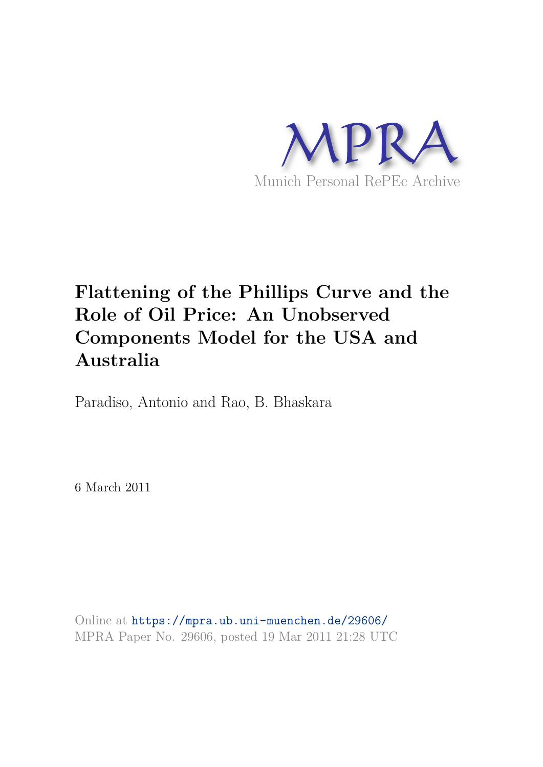MPRA

Munich Personal RePEc Archive

# Flattening of the Phillips Curve and the Role of Oil Price: An Unobserved Components Model for the USA and Australia

Paradiso, Antonio and Rao, B. Bhaskara

6 March 2011

Online at https://mpra.ub.uni-muenchen.de/29606/
MPRA Paper No. 29606, posted 19 Mar 2011 21:28 UTC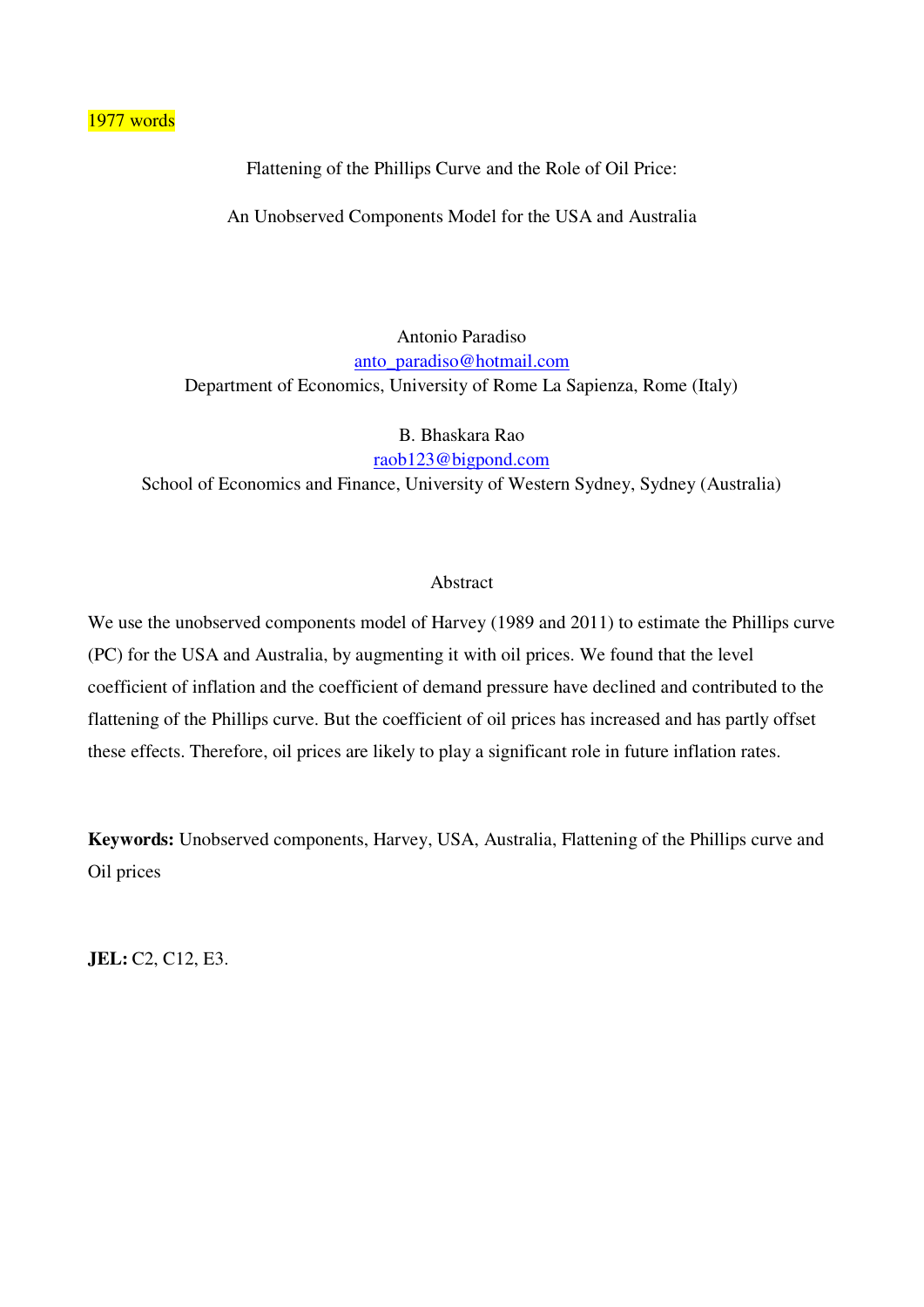1977 words

Flattening of the Phillips Curve and the Role of Oil Price:

An Unobserved Components Model for the USA and Australia

Antonio Paradiso

anto_paradiso@hotmail.com

Department of Economics, University of Rome La Sapienza, Rome (Italy)

B. Bhaskara Rao

raob123@bigpond.com

School of Economics and Finance, University of Western Sydney, Sydney (Australia)

## Abstract

We use the unobserved components model of Harvey (1989 and 2011) to estimate the Phillips curve (PC) for the USA and Australia, by augmenting it with oil prices. We found that the level coefficient of inflation and the coefficient of demand pressure have declined and contributed to the flattening of the Phillips curve. But the coefficient of oil prices has increased and has partly offset these effects. Therefore, oil prices are likely to play a significant role in future inflation rates.

**Keywords:** Unobserved components, Harvey, USA, Australia, Flattening of the Phillips curve and Oil prices

**JEL:** C2, C12, E3.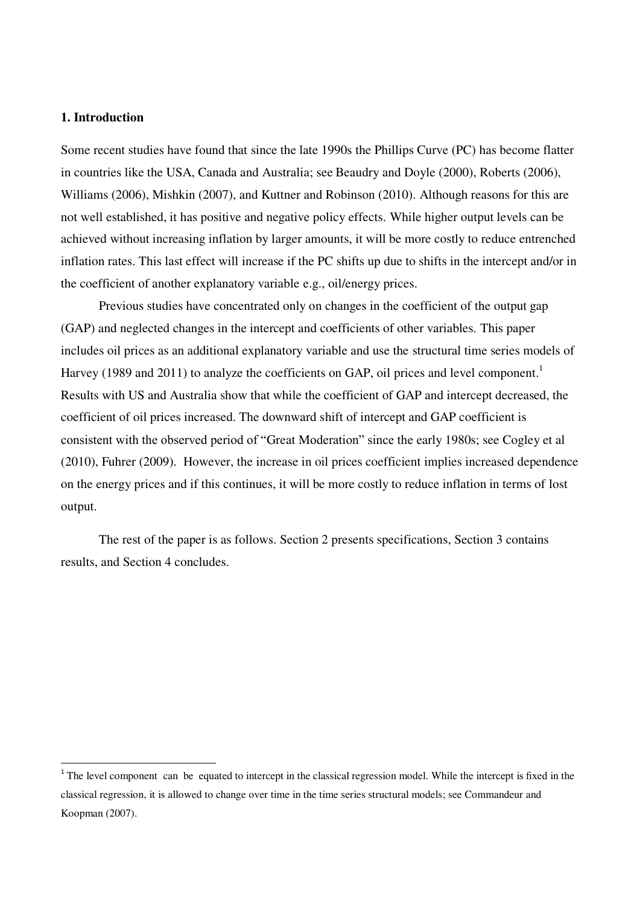### 1. Introduction

Some recent studies have found that since the late 1990s the Phillips Curve (PC) has become flatter in countries like the USA, Canada and Australia; see Beaudry and Doyle (2000), Roberts (2006), Williams (2006), Mishkin (2007), and Kuttner and Robinson (2010). Although reasons for this are not well established, it has positive and negative policy effects. While higher output levels can be achieved without increasing inflation by larger amounts, it will be more costly to reduce entrenched inflation rates. This last effect will increase if the PC shifts up due to shifts in the intercept and/or in the coefficient of another explanatory variable e.g., oil/energy prices.

Previous studies have concentrated only on changes in the coefficient of the output gap (GAP) and neglected changes in the intercept and coefficients of other variables. This paper includes oil prices as an additional explanatory variable and use the structural time series models of Harvey (1989 and 2011) to analyze the coefficients on GAP, oil prices and level component.[1] Results with US and Australia show that while the coefficient of GAP and intercept decreased, the coefficient of oil prices increased. The downward shift of intercept and GAP coefficient is consistent with the observed period of "Great Moderation" since the early 1980s; see Cogley et al (2010), Fuhrer (2009). However, the increase in oil prices coefficient implies increased dependence on the energy prices and if this continues, it will be more costly to reduce inflation in terms of lost output.

The rest of the paper is as follows. Section 2 presents specifications, Section 3 contains results, and Section 4 concludes.

---

[1] The level component can be equated to intercept in the classical regression model. While the intercept is fixed in the classical regression, it is allowed to change over time in the time series structural models; see Commandeur and Koopman (2007).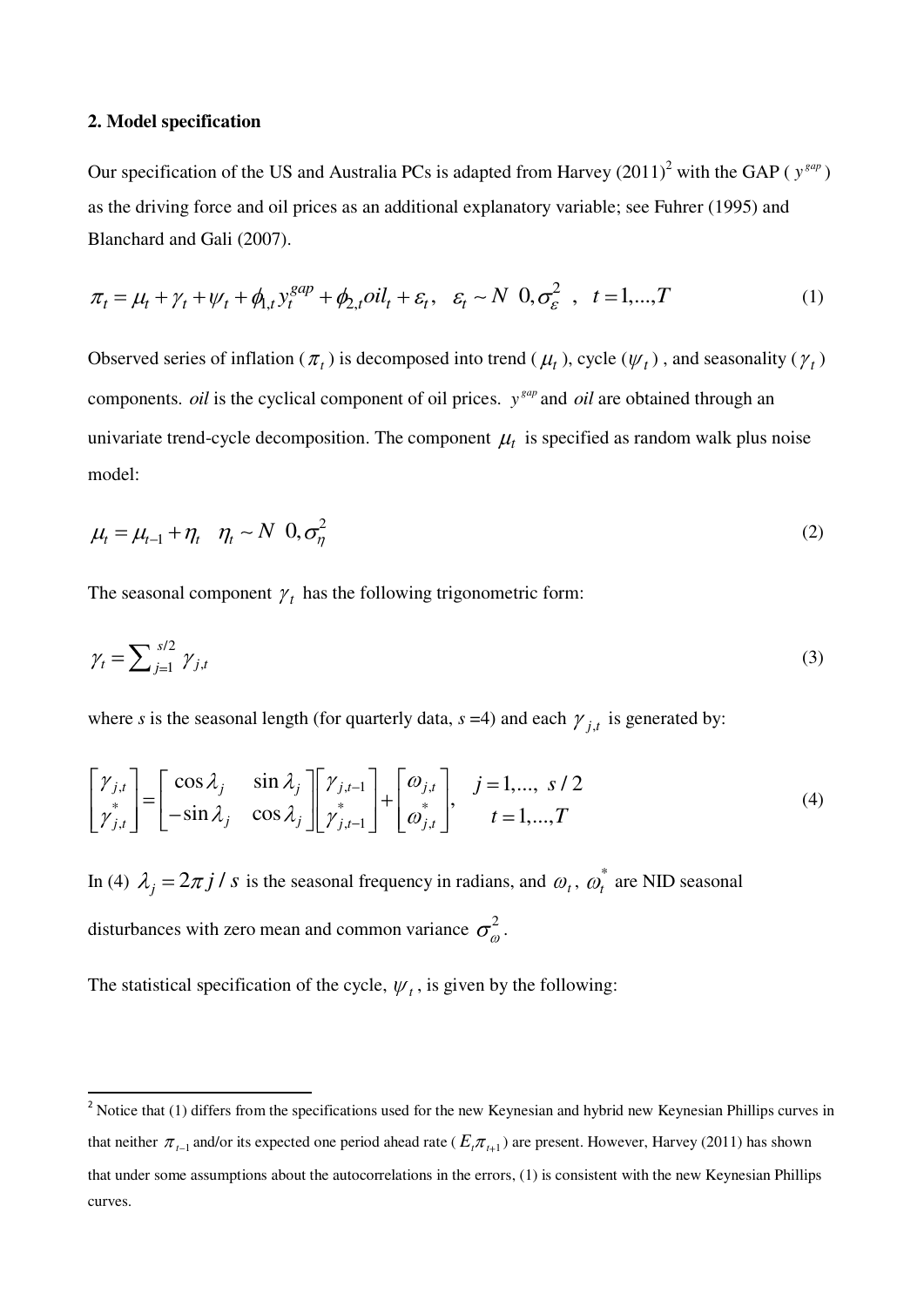**2. Model specification**

Our specification of the US and Australia PCs is adapted from Harvey (2011)[2] with the GAP ( $y^{gap}$ ) as the driving force and oil prices as an additional explanatory variable; see Fuhrer (1995) and Blanchard and Gali (2007).

$$\pi_t = \mu_t + \gamma_t + \psi_t + \phi_{1,t} y_t^{gap} + \phi_{2,t} oil_t + \varepsilon_t, \quad \varepsilon_t \sim N\left(0, \sigma_\varepsilon^2\right), \quad t = 1,...,T \tag{1}$$

Observed series of inflation ( $\pi_t$ ) is decomposed into trend ( $\mu_t$ ), cycle ( $\psi_t$ ) , and seasonality ( $\gamma_t$ ) components. $oil$ is the cyclical component of oil prices. $y^{gap}$ and $oil$ are obtained through an univariate trend-cycle decomposition. The component $\mu_t$ is specified as random walk plus noise model:

$$\mu_t = \mu_{t-1} + \eta_t \quad \eta_t \sim N\left(0, \sigma_\eta^2\right) \tag{2}$$

The seasonal component $\gamma_t$ has the following trigonometric form:

$$\gamma_t = \sum\nolimits_{j=1}^{s/2} \gamma_{j,t} \tag{3}$$

where $s$ is the seasonal length (for quarterly data, $s$ =4) and each $\gamma_{j,t}$ is generated by:

$$\begin{bmatrix} \gamma_{j,t} \\ \gamma_{j,t}^{*} \end{bmatrix} = \begin{bmatrix} \cos\lambda_j & \sin\lambda_j \\ -\sin\lambda_j & \cos\lambda_j \end{bmatrix} \begin{bmatrix} \gamma_{j,t-1} \\ \gamma_{j,t-1}^{*} \end{bmatrix} + \begin{bmatrix} \omega_{j,t} \\ \omega_{j,t}^{*} \end{bmatrix}, \quad \begin{matrix} j = 1,..., \ s/2 \\ t = 1,...,T \end{matrix} \tag{4}$$

In (4) $\lambda_j = 2\pi j / s$ is the seasonal frequency in radians, and $\omega_t$, $\omega_t^{*}$ are NID seasonal disturbances with zero mean and common variance $\sigma_\omega^2$.

The statistical specification of the cycle, $\psi_t$ , is given by the following:

---

[2] Notice that (1) differs from the specifications used for the new Keynesian and hybrid new Keynesian Phillips curves in that neither $\pi_{t-1}$ and/or its expected one period ahead rate ( $E_t \pi_{t+1}$ ) are present. However, Harvey (2011) has shown that under some assumptions about the autocorrelations in the errors, (1) is consistent with the new Keynesian Phillips curves.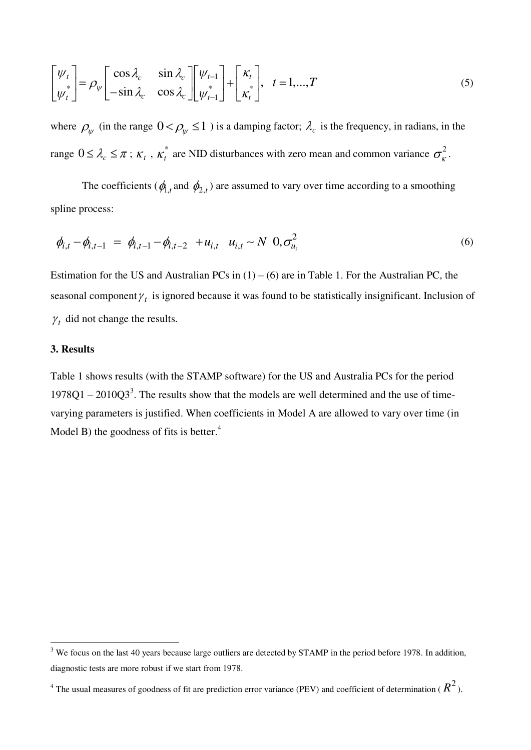$$\begin{bmatrix} \psi_t \\ \psi_t^* \end{bmatrix} = \rho_\psi \begin{bmatrix} \cos\lambda_c & \sin\lambda_c \\ -\sin\lambda_c & \cos\lambda_c \end{bmatrix} \begin{bmatrix} \psi_{t-1} \\ \psi_{t-1}^* \end{bmatrix} + \begin{bmatrix} \kappa_t \\ \kappa_t^* \end{bmatrix}, \quad t = 1,...,T \tag{5}$$

where $\rho_\psi$ (in the range $0 < \rho_\psi \leq 1$ ) is a damping factor; $\lambda_c$ is the frequency, in radians, in the range $0 \leq \lambda_c \leq \pi$ ; $\kappa_t$ , $\kappa_t^*$ are NID disturbances with zero mean and common variance $\sigma_\kappa^2$.

The coefficients ($\phi_{1,t}$ and $\phi_{2,t}$) are assumed to vary over time according to a smoothing spline process:

$$\phi_{i,t} - \phi_{i,t-1} \ = \ \phi_{i,t-1} - \phi_{i,t-2} \ + u_{i,t} \quad u_{i,t} \sim N\ \ 0, \sigma_{u_i}^2 \tag{6}$$

Estimation for the US and Australian PCs in (1) – (6) are in Table 1. For the Australian PC, the seasonal component $\gamma_t$ is ignored because it was found to be statistically insignificant. Inclusion of $\gamma_t$ did not change the results.

### 3. Results

Table 1 shows results (with the STAMP software) for the US and Australia PCs for the period 1978Q1 – 2010Q3[3]. The results show that the models are well determined and the use of time-varying parameters is justified. When coefficients in Model A are allowed to vary over time (in Model B) the goodness of fits is better.[4]

---

[3] We focus on the last 40 years because large outliers are detected by STAMP in the period before 1978. In addition, diagnostic tests are more robust if we start from 1978.

[4] The usual measures of goodness of fit are prediction error variance (PEV) and coefficient of determination ( $R^2$ ).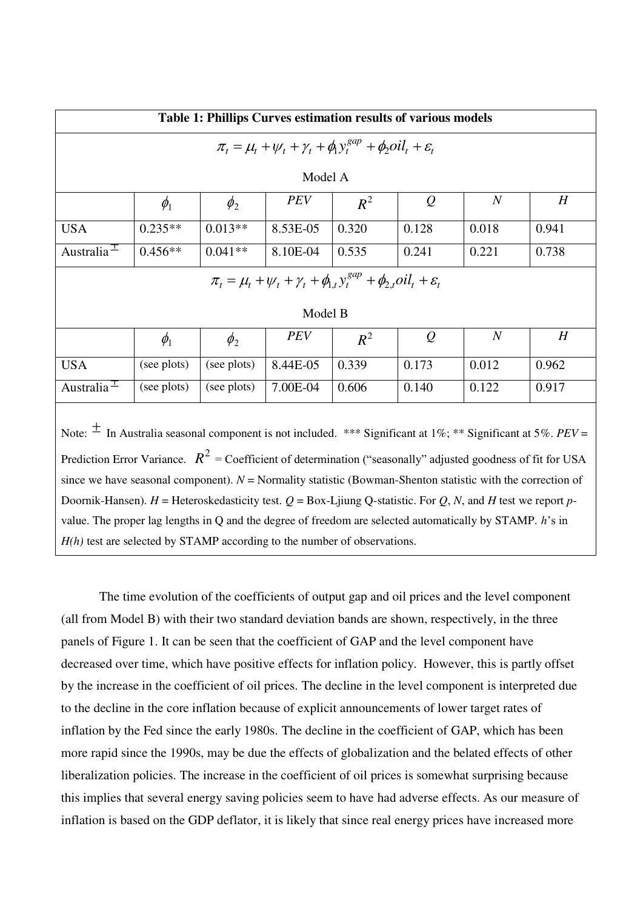**Table 1: Phillips Curves estimation results of various models**

$$\pi_t = \mu_t + \psi_t + \gamma_t + \phi_1 y_t^{gap} + \phi_2 oil_t + \varepsilon_t$$

Model A

| | $\phi_1$ | $\phi_2$ | *PEV* | $R^2$ | *Q* | *N* | *H* |
|---|---|---|---|---|---|---|---|
| USA | 0.235** | 0.013** | 8.53E-05 | 0.320 | 0.128 | 0.018 | 0.941 |
| Australia $^{\pm}$ | 0.456** | 0.041** | 8.10E-04 | 0.535 | 0.241 | 0.221 | 0.738 |

$$\pi_t = \mu_t + \psi_t + \gamma_t + \phi_{1,t} y_t^{gap} + \phi_{2,t} oil_t + \varepsilon_t$$

Model B

| | $\phi_1$ | $\phi_2$ | *PEV* | $R^2$ | *Q* | *N* | *H* |
|---|---|---|---|---|---|---|---|
| USA | (see plots) | (see plots) | 8.44E-05 | 0.339 | 0.173 | 0.012 | 0.962 |
| Australia $^{\pm}$ | (see plots) | (see plots) | 7.00E-04 | 0.606 | 0.140 | 0.122 | 0.917 |

Note: $\pm$ In Australia seasonal component is not included. *** Significant at 1%; ** Significant at 5%. *PEV* = Prediction Error Variance. $R^2$ = Coefficient of determination ("seasonally" adjusted goodness of fit for USA since we have seasonal component). *N* = Normality statistic (Bowman-Shenton statistic with the correction of Doornik-Hansen). *H* = Heteroskedasticity test. *Q* = Box-Ljiung Q-statistic. For *Q*, *N*, and *H* test we report *p*-value. The proper lag lengths in Q and the degree of freedom are selected automatically by STAMP. *h*'s in *H(h)* test are selected by STAMP according to the number of observations.

The time evolution of the coefficients of output gap and oil prices and the level component (all from Model B) with their two standard deviation bands are shown, respectively, in the three panels of Figure 1. It can be seen that the coefficient of GAP and the level component have decreased over time, which have positive effects for inflation policy. However, this is partly offset by the increase in the coefficient of oil prices. The decline in the level component is interpreted due to the decline in the core inflation because of explicit announcements of lower target rates of inflation by the Fed since the early 1980s. The decline in the coefficient of GAP, which has been more rapid since the 1990s, may be due the effects of globalization and the belated effects of other liberalization policies. The increase in the coefficient of oil prices is somewhat surprising because this implies that several energy saving policies seem to have had adverse effects. As our measure of inflation is based on the GDP deflator, it is likely that since real energy prices have increased more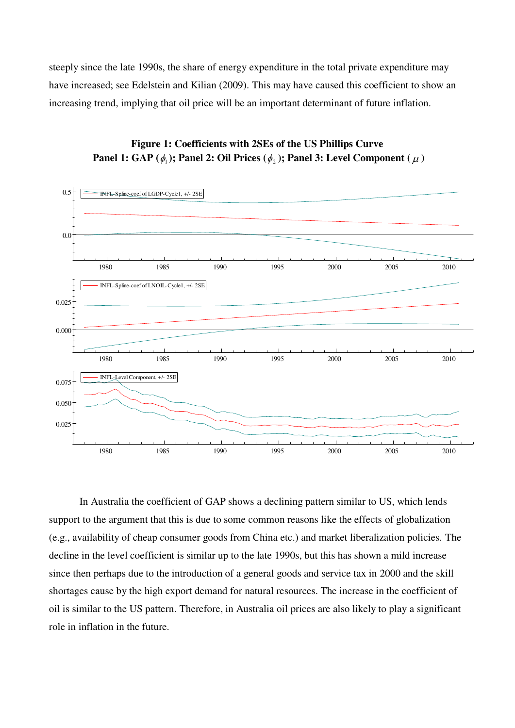steeply since the late 1990s, the share of energy expenditure in the total private expenditure may have increased; see Edelstein and Kilian (2009). This may have caused this coefficient to show an increasing trend, implying that oil price will be an important determinant of future inflation.

**Figure 1: Coefficients with 2SEs of the US Phillips Curve**
**Panel 1: GAP ($\phi_1$); Panel 2: Oil Prices ($\phi_2$); Panel 3: Level Component ($\mu$)**

In Australia the coefficient of GAP shows a declining pattern similar to US, which lends support to the argument that this is due to some common reasons like the effects of globalization (e.g., availability of cheap consumer goods from China etc.) and market liberalization policies. The decline in the level coefficient is similar up to the late 1990s, but this has shown a mild increase since then perhaps due to the introduction of a general goods and service tax in 2000 and the skill shortages cause by the high export demand for natural resources. The increase in the coefficient of oil is similar to the US pattern. Therefore, in Australia oil prices are also likely to play a significant role in inflation in the future.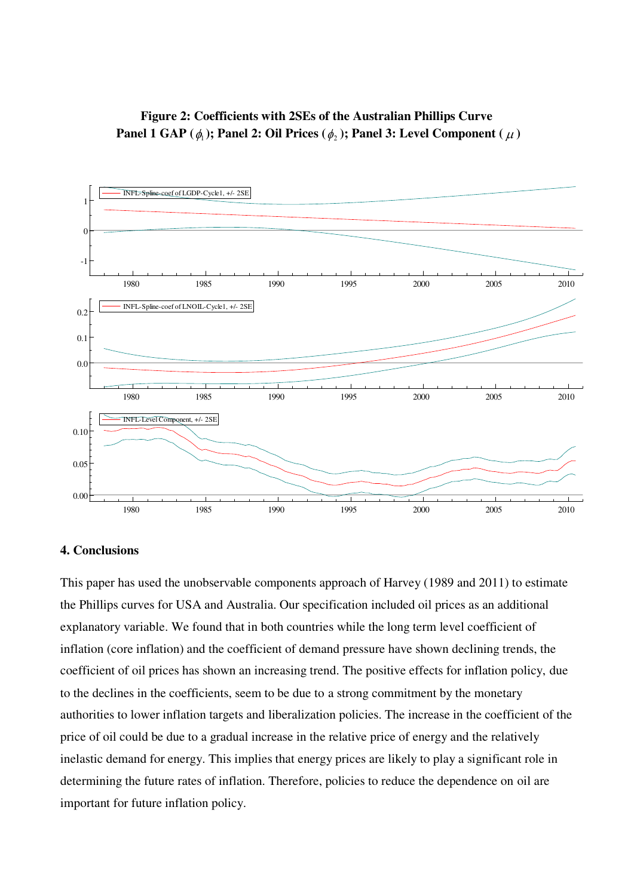**Figure 2: Coefficients with 2SEs of the Australian Phillips Curve**
**Panel 1 GAP ($\phi_1$); Panel 2: Oil Prices ($\phi_2$); Panel 3: Level Component ($\mu$)**

## 4. Conclusions

This paper has used the unobservable components approach of Harvey (1989 and 2011) to estimate the Phillips curves for USA and Australia. Our specification included oil prices as an additional explanatory variable. We found that in both countries while the long term level coefficient of inflation (core inflation) and the coefficient of demand pressure have shown declining trends, the coefficient of oil prices has shown an increasing trend. The positive effects for inflation policy, due to the declines in the coefficients, seem to be due to a strong commitment by the monetary authorities to lower inflation targets and liberalization policies. The increase in the coefficient of the price of oil could be due to a gradual increase in the relative price of energy and the relatively inelastic demand for energy. This implies that energy prices are likely to play a significant role in determining the future rates of inflation. Therefore, policies to reduce the dependence on oil are important for future inflation policy.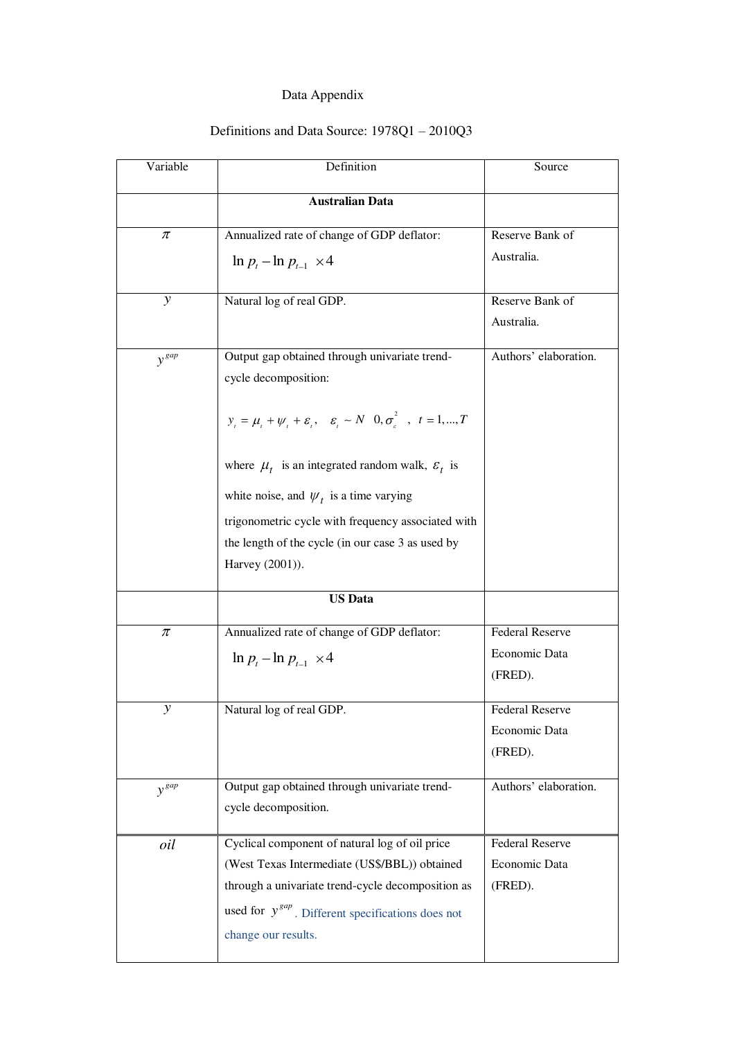Data Appendix

Definitions and Data Source: 1978Q1 – 2010Q3

| Variable | Definition | Source |
|---|---|---|
| | **Australian Data** | |
| $\pi$ | Annualized rate of change of GDP deflator: $\ln p_t - \ln p_{t-1} \times 4$ | Reserve Bank of Australia. |
| $y$ | Natural log of real GDP. | Reserve Bank of Australia. |
| $y^{gap}$ | Output gap obtained through univariate trend-cycle decomposition: $y_t = \mu_t + \psi_t + \varepsilon_t, \quad \varepsilon_t \sim N\left(0, \sigma_\varepsilon^2\right), \quad t = 1, \ldots, T$ where $\mu_t$ is an integrated random walk, $\varepsilon_t$ is white noise, and $\psi_t$ is a time varying trigonometric cycle with frequency associated with the length of the cycle (in our case 3 as used by Harvey (2001)). | Authors' elaboration. |
| | **US Data** | |
| $\pi$ | Annualized rate of change of GDP deflator: $\ln p_t - \ln p_{t-1} \times 4$ | Federal Reserve Economic Data (FRED). |
| $y$ | Natural log of real GDP. | Federal Reserve Economic Data (FRED). |
| $y^{gap}$ | Output gap obtained through univariate trend-cycle decomposition. | Authors' elaboration. |
| $oil$ | Cyclical component of natural log of oil price (West Texas Intermediate (US$/BBL)) obtained through a univariate trend-cycle decomposition as used for $y^{gap}$. Different specifications does not change our results. | Federal Reserve Economic Data (FRED). |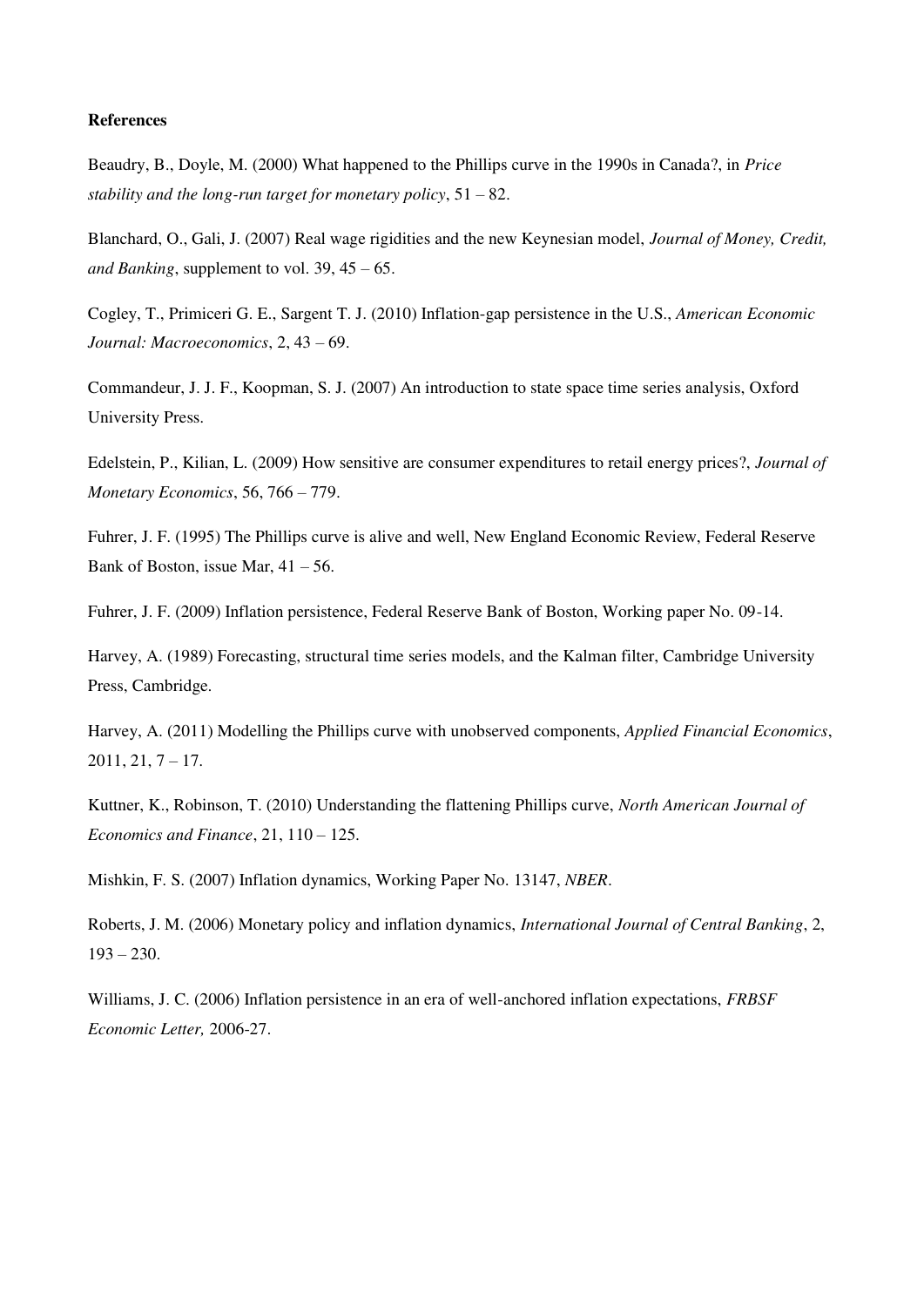**References**

Beaudry, B., Doyle, M. (2000) What happened to the Phillips curve in the 1990s in Canada?, in *Price stability and the long-run target for monetary policy*, 51 – 82.

Blanchard, O., Gali, J. (2007) Real wage rigidities and the new Keynesian model, *Journal of Money, Credit, and Banking*, supplement to vol. 39, 45 – 65.

Cogley, T., Primiceri G. E., Sargent T. J. (2010) Inflation-gap persistence in the U.S., *American Economic Journal: Macroeconomics*, 2, 43 – 69.

Commandeur, J. J. F., Koopman, S. J. (2007) An introduction to state space time series analysis, Oxford University Press.

Edelstein, P., Kilian, L. (2009) How sensitive are consumer expenditures to retail energy prices?, *Journal of Monetary Economics*, 56, 766 – 779.

Fuhrer, J. F. (1995) The Phillips curve is alive and well, New England Economic Review, Federal Reserve Bank of Boston, issue Mar, 41 – 56.

Fuhrer, J. F. (2009) Inflation persistence, Federal Reserve Bank of Boston, Working paper No. 09-14.

Harvey, A. (1989) Forecasting, structural time series models, and the Kalman filter, Cambridge University Press, Cambridge.

Harvey, A. (2011) Modelling the Phillips curve with unobserved components, *Applied Financial Economics*, 2011, 21, 7 – 17.

Kuttner, K., Robinson, T. (2010) Understanding the flattening Phillips curve, *North American Journal of Economics and Finance*, 21, 110 – 125.

Mishkin, F. S. (2007) Inflation dynamics, Working Paper No. 13147, *NBER*.

Roberts, J. M. (2006) Monetary policy and inflation dynamics, *International Journal of Central Banking*, 2, 193 – 230.

Williams, J. C. (2006) Inflation persistence in an era of well-anchored inflation expectations, *FRBSF Economic Letter,* 2006-27.